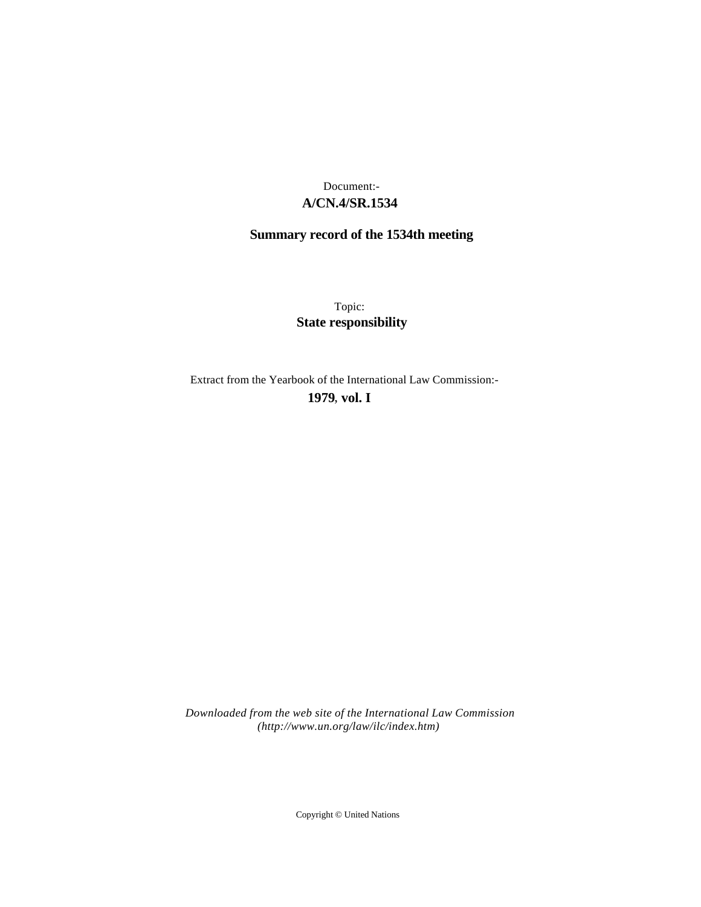Document:-

**A/CN.4/SR.1534**

**Summary record of the 1534th meeting**

Topic:

**State responsibility**

Extract from the Yearbook of the International Law Commission:-

**1979, vol. I**

*Downloaded from the web site of the International Law Commission (http://www.un.org/law/ilc/index.htm)*

Copyright © United Nations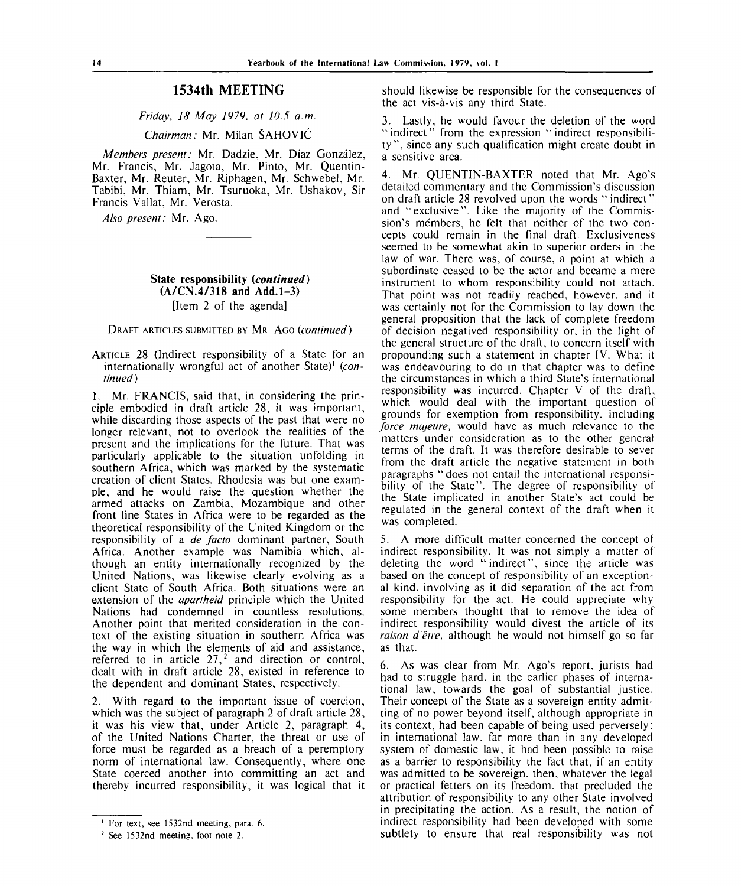## 1534th MEETING

*Friday, 18 May 1979, at 10.5 a.m.*

*Chairman:* Mr. Milan ŠAHOVIĆ

*Members present:* Mr. Dadzie, Mr. Díaz González, Mr. Francis, Mr. Jagota, Mr. Pinto, Mr. Quentin-Baxter, Mr. Reuter, Mr. Riphagen, Mr. Schwebel, Mr. Tabibi, Mr. Thiam, Mr. Tsuruoka, Mr. Ushakov, Sir Francis Vallat, Mr. Verosta.

*Also present:* Mr. Ago.

### State responsibility (*continued*) (A/CN.4/318 and Add.1-3)

[Item 2 of the agenda]

DRAFT ARTICLES SUBMITTED BY MR. AGO (*continued*)

ARTICLE 28 (Indirect responsibility of a State for an internationally wrongful act of another State)[1] (*continued*)

1. Mr. FRANCIS, said that, in considering the principle embodied in draft article 28, it was important, while discarding those aspects of the past that were no longer relevant, not to overlook the realities of the present and the implications for the future. That was particularly applicable to the situation unfolding in southern Africa, which was marked by the systematic creation of client States. Rhodesia was but one example, and he would raise the question whether the armed attacks on Zambia, Mozambique and other front line States in Africa were to be regarded as the theoretical responsibility of the United Kingdom or the responsibility of a *de facto* dominant partner, South Africa. Another example was Namibia which, although an entity internationally recognized by the United Nations, was likewise clearly evolving as a client State of South Africa. Both situations were an extension of the *apartheid* principle which the United Nations had condemned in countless resolutions. Another point that merited consideration in the context of the existing situation in southern Africa was the way in which the elements of aid and assistance, referred to in article 27,[2] and direction or control, dealt with in draft article 28, existed in reference to the dependent and dominant States, respectively.

2. With regard to the important issue of coercion, which was the subject of paragraph 2 of draft article 28, it was his view that, under Article 2, paragraph 4, of the United Nations Charter, the threat or use of force must be regarded as a breach of a peremptory norm of international law. Consequently, where one State coerced another into committing an act and thereby incurred responsibility, it was logical that it should likewise be responsible for the consequences of the act vis-à-vis any third State.

3. Lastly, he would favour the deletion of the word "indirect" from the expression "indirect responsibility", since any such qualification might create doubt in a sensitive area.

4. Mr. QUENTIN-BAXTER noted that Mr. Ago's detailed commentary and the Commission's discussion on draft article 28 revolved upon the words "indirect" and "exclusive". Like the majority of the Commission's members, he felt that neither of the two concepts could remain in the final draft. Exclusiveness seemed to be somewhat akin to superior orders in the law of war. There was, of course, a point at which a subordinate ceased to be the actor and became a mere instrument to whom responsibility could not attach. That point was not readily reached, however, and it was certainly not for the Commission to lay down the general proposition that the lack of complete freedom of decision negatived responsibility or, in the light of the general structure of the draft, to concern itself with propounding such a statement in chapter IV. What it was endeavouring to do in that chapter was to define the circumstances in which a third State's international responsibility was incurred. Chapter V of the draft, which would deal with the important question of grounds for exemption from responsibility, including *force majeure*, would have as much relevance to the matters under consideration as to the other general terms of the draft. It was therefore desirable to sever from the draft article the negative statement in both paragraphs "does not entail the international responsibility of the State". The degree of responsibility of the State implicated in another State's act could be regulated in the general context of the draft when it was completed.

5. A more difficult matter concerned the concept of indirect responsibility. It was not simply a matter of deleting the word "indirect", since the article was based on the concept of responsibility of an exceptional kind, involving as it did separation of the act from responsibility for the act. He could appreciate why some members thought that to remove the idea of indirect responsibility would divest the article of its *raison d'être*, although he would not himself go so far as that.

6. As was clear from Mr. Ago's report, jurists had had to struggle hard, in the earlier phases of international law, towards the goal of substantial justice. Their concept of the State as a sovereign entity admitting of no power beyond itself, although appropriate in its context, had been capable of being used perversely: in international law, far more than in any developed system of domestic law, it had been possible to raise as a barrier to responsibility the fact that, if an entity was admitted to be sovereign, then, whatever the legal or practical fetters on its freedom, that precluded the attribution of responsibility to any other State involved in precipitating the action. As a result, the notion of indirect responsibility had been developed with some subtlety to ensure that real responsibility was not

---

[1] For text, see 1532nd meeting, para. 6.

[2] See 1532nd meeting, foot-note 2.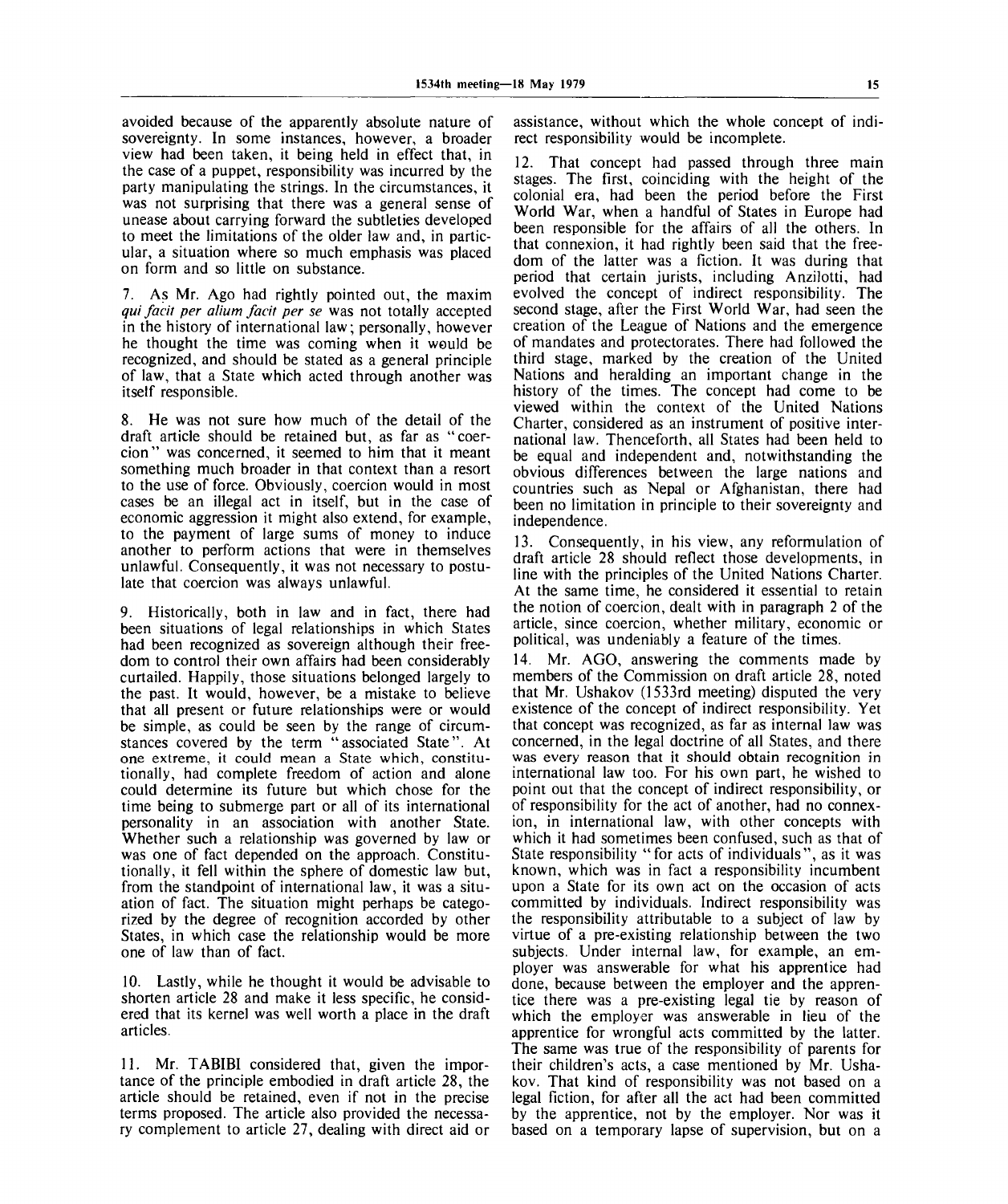avoided because of the apparently absolute nature of sovereignty. In some instances, however, a broader view had been taken, it being held in effect that, in the case of a puppet, responsibility was incurred by the party manipulating the strings. In the circumstances, it was not surprising that there was a general sense of unease about carrying forward the subtleties developed to meet the limitations of the older law and, in particular, a situation where so much emphasis was placed on form and so little on substance.

7. As Mr. Ago had rightly pointed out, the maxim *qui facit per alium facit per se* was not totally accepted in the history of international law; personally, however he thought the time was coming when it would be recognized, and should be stated as a general principle of law, that a State which acted through another was itself responsible.

8. He was not sure how much of the detail of the draft article should be retained but, as far as "coercion" was concerned, it seemed to him that it meant something much broader in that context than a resort to the use of force. Obviously, coercion would in most cases be an illegal act in itself, but in the case of economic aggression it might also extend, for example, to the payment of large sums of money to induce another to perform actions that were in themselves unlawful. Consequently, it was not necessary to postulate that coercion was always unlawful.

9. Historically, both in law and in fact, there had been situations of legal relationships in which States had been recognized as sovereign although their freedom to control their own affairs had been considerably curtailed. Happily, those situations belonged largely to the past. It would, however, be a mistake to believe that all present or future relationships were or would be simple, as could be seen by the range of circumstances covered by the term "associated State". At one extreme, it could mean a State which, constitutionally, had complete freedom of action and alone could determine its future but which chose for the time being to submerge part or all of its international personality in an association with another State. Whether such a relationship was governed by law or was one of fact depended on the approach. Constitutionally, it fell within the sphere of domestic law but, from the standpoint of international law, it was a situation of fact. The situation might perhaps be categorized by the degree of recognition accorded by other States, in which case the relationship would be more one of law than of fact.

10. Lastly, while he thought it would be advisable to shorten article 28 and make it less specific, he considered that its kernel was well worth a place in the draft articles.

11. Mr. TABIBI considered that, given the importance of the principle embodied in draft article 28, the article should be retained, even if not in the precise terms proposed. The article also provided the necessary complement to article 27, dealing with direct aid or assistance, without which the whole concept of indirect responsibility would be incomplete.

12. That concept had passed through three main stages. The first, coinciding with the height of the colonial era, had been the period before the First World War, when a handful of States in Europe had been responsible for the affairs of all the others. In that connexion, it had rightly been said that the freedom of the latter was a fiction. It was during that period that certain jurists, including Anzilotti, had evolved the concept of indirect responsibility. The second stage, after the First World War, had seen the creation of the League of Nations and the emergence of mandates and protectorates. There had followed the third stage, marked by the creation of the United Nations and heralding an important change in the history of the times. The concept had come to be viewed within the context of the United Nations Charter, considered as an instrument of positive international law. Thenceforth, all States had been held to be equal and independent and, notwithstanding the obvious differences between the large nations and countries such as Nepal or Afghanistan, there had been no limitation in principle to their sovereignty and independence.

13. Consequently, in his view, any reformulation of draft article 28 should reflect those developments, in line with the principles of the United Nations Charter. At the same time, he considered it essential to retain the notion of coercion, dealt with in paragraph 2 of the article, since coercion, whether military, economic or political, was undeniably a feature of the times.

14. Mr. AGO, answering the comments made by members of the Commission on draft article 28, noted that Mr. Ushakov (1533rd meeting) disputed the very existence of the concept of indirect responsibility. Yet that concept was recognized, as far as internal law was concerned, in the legal doctrine of all States, and there was every reason that it should obtain recognition in international law too. For his own part, he wished to point out that the concept of indirect responsibility, or of responsibility for the act of another, had no connexion, in international law, with other concepts with which it had sometimes been confused, such as that of State responsibility "for acts of individuals", as it was known, which was in fact a responsibility incumbent upon a State for its own act on the occasion of acts committed by individuals. Indirect responsibility was the responsibility attributable to a subject of law by virtue of a pre-existing relationship between the two subjects. Under internal law, for example, an employer was answerable for what his apprentice had done, because between the employer and the apprentice there was a pre-existing legal tie by reason of which the employer was answerable in lieu of the apprentice for wrongful acts committed by the latter. The same was true of the responsibility of parents for their children's acts, a case mentioned by Mr. Ushakov. That kind of responsibility was not based on a legal fiction, for after all the act had been committed by the apprentice, not by the employer. Nor was it based on a temporary lapse of supervision, but on a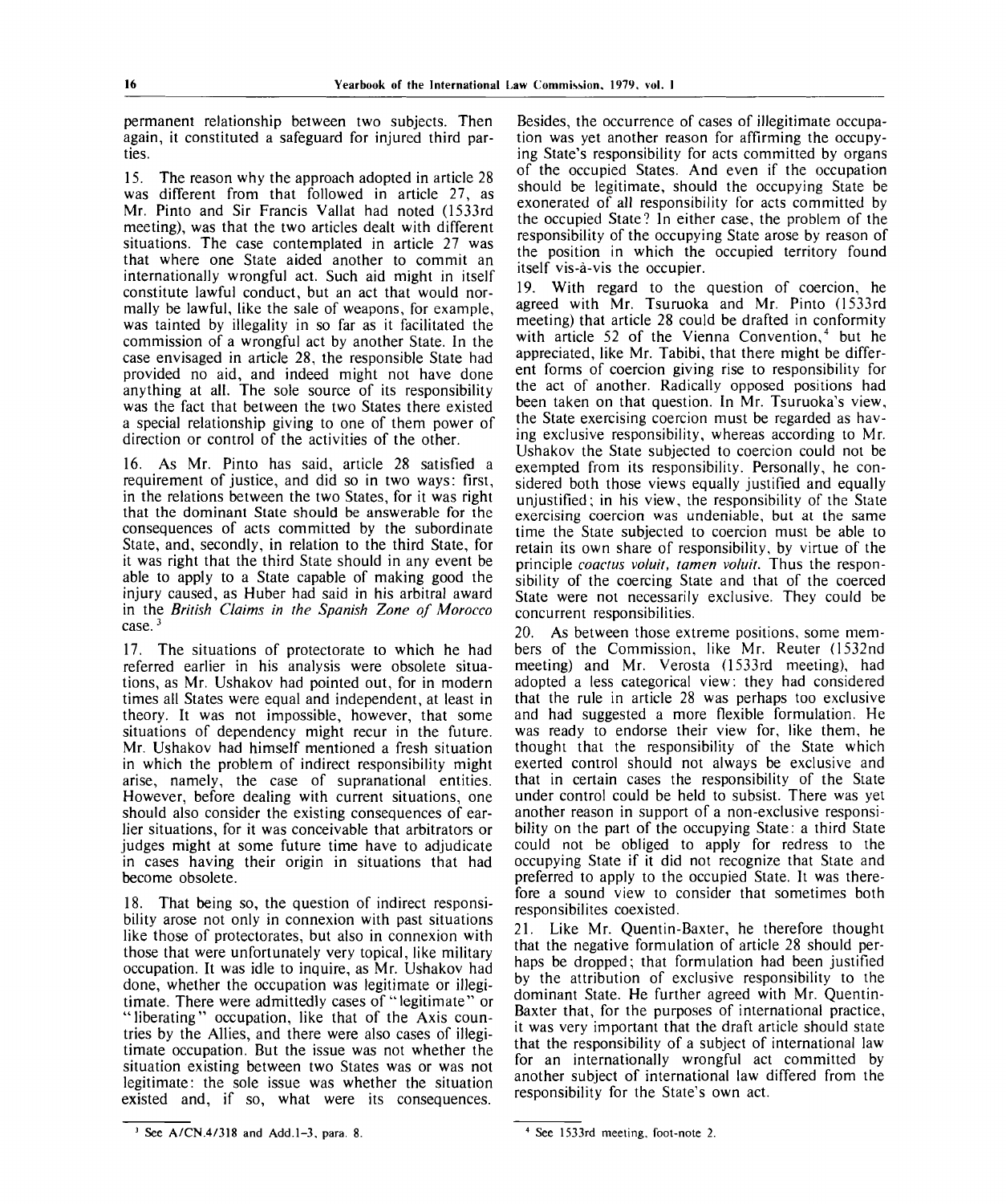permanent relationship between two subjects. Then again, it constituted a safeguard for injured third parties.

15. The reason why the approach adopted in article 28 was different from that followed in article 27, as Mr. Pinto and Sir Francis Vallat had noted (1533rd meeting), was that the two articles dealt with different situations. The case contemplated in article 27 was that where one State aided another to commit an internationally wrongful act. Such aid might in itself constitute lawful conduct, but an act that would normally be lawful, like the sale of weapons, for example, was tainted by illegality in so far as it facilitated the commission of a wrongful act by another State. In the case envisaged in article 28, the responsible State had provided no aid, and indeed might not have done anything at all. The sole source of its responsibility was the fact that between the two States there existed a special relationship giving to one of them power of direction or control of the activities of the other.

16. As Mr. Pinto has said, article 28 satisfied a requirement of justice, and did so in two ways: first, in the relations between the two States, for it was right that the dominant State should be answerable for the consequences of acts committed by the subordinate State, and, secondly, in relation to the third State, for it was right that the third State should in any event be able to apply to a State capable of making good the injury caused, as Huber had said in his arbitral award in the *British Claims in the Spanish Zone of Morocco* case.[3]

17. The situations of protectorate to which he had referred earlier in his analysis were obsolete situations, as Mr. Ushakov had pointed out, for in modern times all States were equal and independent, at least in theory. It was not impossible, however, that some situations of dependency might recur in the future. Mr. Ushakov had himself mentioned a fresh situation in which the problem of indirect responsibility might arise, namely, the case of supranational entities. However, before dealing with current situations, one should also consider the existing consequences of earlier situations, for it was conceivable that arbitrators or judges might at some future time have to adjudicate in cases having their origin in situations that had become obsolete.

18. That being so, the question of indirect responsibility arose not only in connexion with past situations like those of protectorates, but also in connexion with those that were unfortunately very topical, like military occupation. It was idle to inquire, as Mr. Ushakov had done, whether the occupation was legitimate or illegitimate. There were admittedly cases of "legitimate" or "liberating" occupation, like that of the Axis countries by the Allies, and there were also cases of illegitimate occupation. But the issue was not whether the situation existing between two States was or was not legitimate: the sole issue was whether the situation existed and, if so, what were its consequences. Besides, the occurrence of cases of illegitimate occupation was yet another reason for affirming the occupying State's responsibility for acts committed by organs of the occupied States. And even if the occupation should be legitimate, should the occupying State be exonerated of all responsibility for acts committed by the occupied State? In either case, the problem of the responsibility of the occupying State arose by reason of the position in which the occupied territory found itself vis-à-vis the occupier.

19. With regard to the question of coercion, he agreed with Mr. Tsuruoka and Mr. Pinto (1533rd meeting) that article 28 could be drafted in conformity with article 52 of the Vienna Convention,[4] but he appreciated, like Mr. Tabibi, that there might be different forms of coercion giving rise to responsibility for the act of another. Radically opposed positions had been taken on that question. In Mr. Tsuruoka's view, the State exercising coercion must be regarded as having exclusive responsibility, whereas according to Mr. Ushakov the State subjected to coercion could not be exempted from its responsibility. Personally, he considered both those views equally justified and equally unjustified; in his view, the responsibility of the State exercising coercion was undeniable, but at the same time the State subjected to coercion must be able to retain its own share of responsibility, by virtue of the principle *coactus voluit, tamen voluit*. Thus the responsibility of the coercing State and that of the coerced State were not necessarily exclusive. They could be concurrent responsibilities.

20. As between those extreme positions, some members of the Commission, like Mr. Reuter (1532nd meeting) and Mr. Verosta (1533rd meeting), had adopted a less categorical view: they had considered that the rule in article 28 was perhaps too exclusive and had suggested a more flexible formulation. He was ready to endorse their view for, like them, he thought that the responsibility of the State which exerted control should not always be exclusive and that in certain cases the responsibility of the State under control could be held to subsist. There was yet another reason in support of a non-exclusive responsibility on the part of the occupying State: a third State could not be obliged to apply for redress to the occupying State if it did not recognize that State and preferred to apply to the occupied State. It was therefore a sound view to consider that sometimes both responsibilites coexisted.

21. Like Mr. Quentin-Baxter, he therefore thought that the negative formulation of article 28 should perhaps be dropped; that formulation had been justified by the attribution of exclusive responsibility to the dominant State. He further agreed with Mr. Quentin-Baxter that, for the purposes of international practice, it was very important that the draft article should state that the responsibility of a subject of international law for an internationally wrongful act committed by another subject of international law differed from the responsibility for the State's own act.

---

[3] See A/CN.4/318 and Add.1-3, para. 8.

[4] See 1533rd meeting, foot-note 2.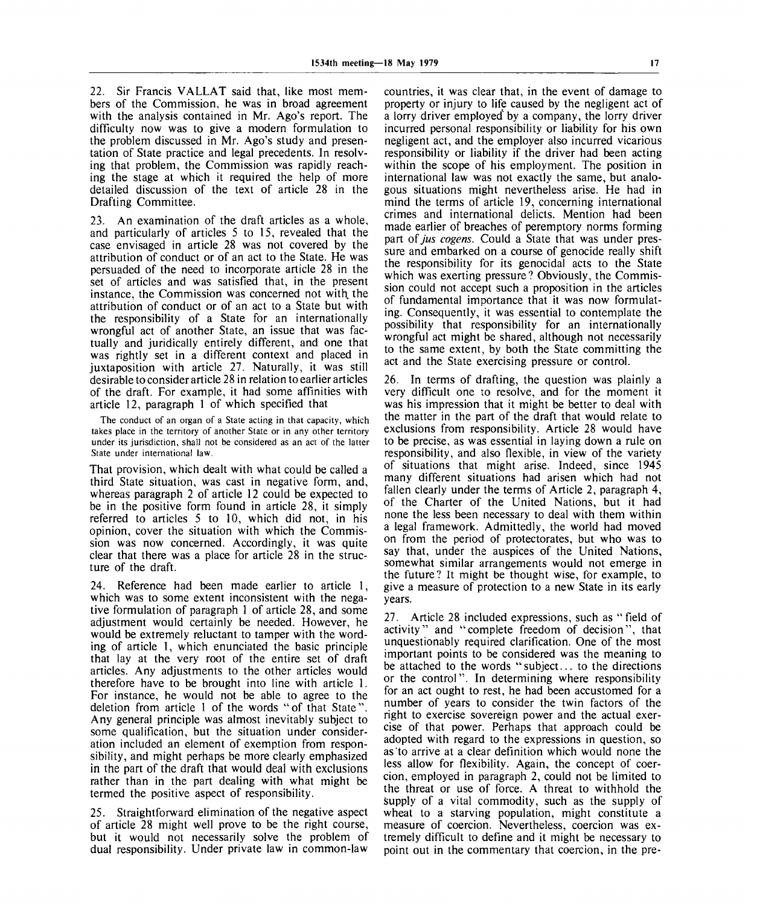22. Sir Francis VALLAT said that, like most members of the Commission, he was in broad agreement with the analysis contained in Mr. Ago's report. The difficulty now was to give a modern formulation to the problem discussed in Mr. Ago's study and presentation of State practice and legal precedents. In resolving that problem, the Commission was rapidly reaching the stage at which it required the help of more detailed discussion of the text of article 28 in the Drafting Committee.

23. An examination of the draft articles as a whole, and particularly of articles 5 to 15, revealed that the case envisaged in article 28 was not covered by the attribution of conduct or of an act to the State. He was persuaded of the need to incorporate article 28 in the set of articles and was satisfied that, in the present instance, the Commission was concerned not with the attribution of conduct or of an act to a State but with the responsibility of a State for an internationally wrongful act of another State, an issue that was factually and juridically entirely different, and one that was rightly set in a different context and placed in juxtaposition with article 27. Naturally, it was still desirable to consider article 28 in relation to earlier articles of the draft. For example, it had some affinities with article 12, paragraph 1 of which specified that

> The conduct of an organ of a State acting in that capacity, which takes place in the territory of another State or in any other territory under its jurisdiction, shall not be considered as an act of the latter State under international law.

That provision, which dealt with what could be called a third State situation, was cast in negative form, and, whereas paragraph 2 of article 12 could be expected to be in the positive form found in article 28, it simply referred to articles 5 to 10, which did not, in his opinion, cover the situation with which the Commission was now concerned. Accordingly, it was quite clear that there was a place for article 28 in the structure of the draft.

24. Reference had been made earlier to article 1, which was to some extent inconsistent with the negative formulation of paragraph 1 of article 28, and some adjustment would certainly be needed. However, he would be extremely reluctant to tamper with the wording of article 1, which enunciated the basic principle that lay at the very root of the entire set of draft articles. Any adjustments to the other articles would therefore have to be brought into line with article 1. For instance, he would not be able to agree to the deletion from article 1 of the words "of that State". Any general principle was almost inevitably subject to some qualification, but the situation under consideration included an element of exemption from responsibility, and might perhaps be more clearly emphasized in the part of the draft that would deal with exclusions rather than in the part dealing with what might be termed the positive aspect of responsibility.

25. Straightforward elimination of the negative aspect of article 28 might well prove to be the right course, but it would not necessarily solve the problem of dual responsibility. Under private law in common-law countries, it was clear that, in the event of damage to property or injury to life caused by the negligent act of a lorry driver employed by a company, the lorry driver incurred personal responsibility or liability for his own negligent act, and the employer also incurred vicarious responsibility or liability if the driver had been acting within the scope of his employment. The position in international law was not exactly the same, but analogous situations might nevertheless arise. He had in mind the terms of article 19, concerning international crimes and international delicts. Mention had been made earlier of breaches of peremptory norms forming part of *jus cogens*. Could a State that was under pressure and embarked on a course of genocide really shift the responsibility for its genocidal acts to the State which was exerting pressure? Obviously, the Commission could not accept such a proposition in the articles of fundamental importance that it was now formulating. Consequently, it was essential to contemplate the possibility that responsibility for an internationally wrongful act might be shared, although not necessarily to the same extent, by both the State committing the act and the State exercising pressure or control.

26. In terms of drafting, the question was plainly a very difficult one to resolve, and for the moment it was his impression that it might be better to deal with the matter in the part of the draft that would relate to exclusions from responsibility. Article 28 would have to be precise, as was essential in laying down a rule on responsibility, and also flexible, in view of the variety of situations that might arise. Indeed, since 1945 many different situations had arisen which had not fallen clearly under the terms of Article 2, paragraph 4, of the Charter of the United Nations, but it had none the less been necessary to deal with them within a legal framework. Admittedly, the world had moved on from the period of protectorates, but who was to say that, under the auspices of the United Nations, somewhat similar arrangements would not emerge in the future? It might be thought wise, for example, to give a measure of protection to a new State in its early years.

27. Article 28 included expressions, such as "field of activity" and "complete freedom of decision", that unquestionably required clarification. One of the most important points to be considered was the meaning to be attached to the words "subject... to the directions or the control". In determining where responsibility for an act ought to rest, he had been accustomed for a number of years to consider the twin factors of the right to exercise sovereign power and the actual exercise of that power. Perhaps that approach could be adopted with regard to the expressions in question, so as to arrive at a clear definition which would none the less allow for flexibility. Again, the concept of coercion, employed in paragraph 2, could not be limited to the threat or use of force. A threat to withhold the supply of a vital commodity, such as the supply of wheat to a starving population, might constitute a measure of coercion. Nevertheless, coercion was extremely difficult to define and it might be necessary to point out in the commentary that coercion, in the pre-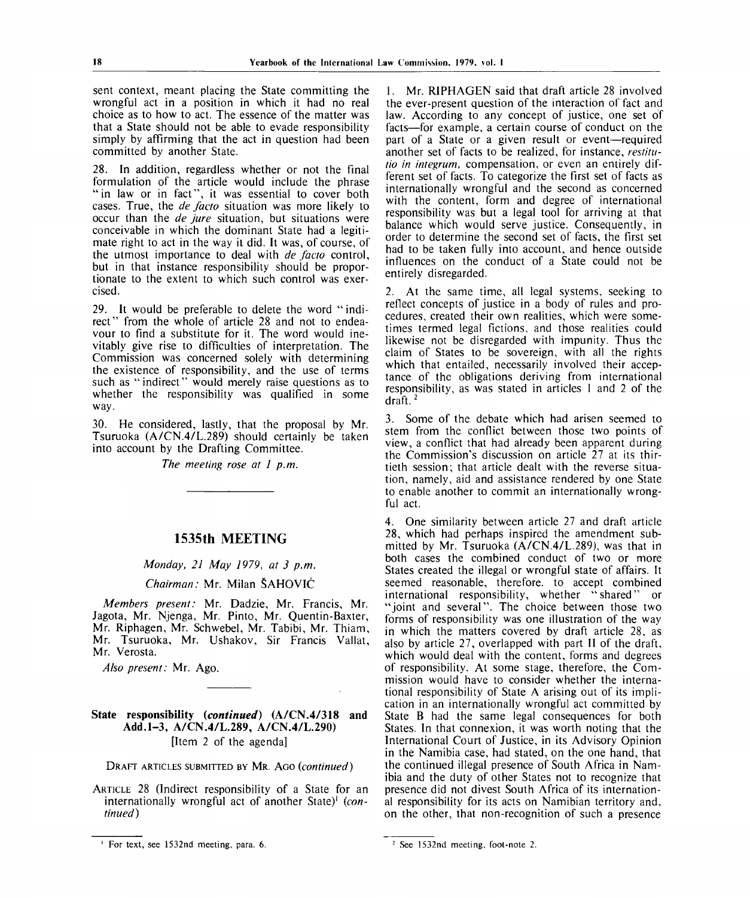sent context, meant placing the State committing the wrongful act in a position in which it had no real choice as to how to act. The essence of the matter was that a State should not be able to evade responsibility simply by affirming that the act in question had been committed by another State.

28. In addition, regardless whether or not the final formulation of the article would include the phrase "in law or in fact", it was essential to cover both cases. True, the *de facto* situation was more likely to occur than the *de jure* situation, but situations were conceivable in which the dominant State had a legitimate right to act in the way it did. It was, of course, of the utmost importance to deal with *de facto* control, but in that instance responsibility should be proportionate to the extent to which such control was exercised.

29. It would be preferable to delete the word "indirect" from the whole of article 28 and not to endeavour to find a substitute for it. The word would inevitably give rise to difficulties of interpretation. The Commission was concerned solely with determining the existence of responsibility, and the use of terms such as "indirect" would merely raise questions as to whether the responsibility was qualified in some way.

30. He considered, lastly, that the proposal by Mr. Tsuruoka (A/CN.4/L.289) should certainly be taken into account by the Drafting Committee.

*The meeting rose at 1 p.m.*

## 1535th MEETING

*Monday, 21 May 1979, at 3 p.m.*

*Chairman:* Mr. Milan ŠAHOVIĆ

*Members present:* Mr. Dadzie, Mr. Francis, Mr. Jagota, Mr. Njenga, Mr. Pinto, Mr. Quentin-Baxter, Mr. Riphagen, Mr. Schwebel, Mr. Tabibi, Mr. Thiam, Mr. Tsuruoka, Mr. Ushakov, Sir Francis Vallat, Mr. Verosta.

*Also present:* Mr. Ago.

### State responsibility (*continued*) (A/CN.4/318 and Add.1-3, A/CN.4/L.289, A/CN.4/L.290)

[Item 2 of the agenda]

DRAFT ARTICLES SUBMITTED BY MR. AGO (*continued*)

ARTICLE 28 (Indirect responsibility of a State for an internationally wrongful act of another State)[1] (*continued*)

1. Mr. RIPHAGEN said that draft article 28 involved the ever-present question of the interaction of fact and law. According to any concept of justice, one set of facts—for example, a certain course of conduct on the part of a State or a given result or event—required another set of facts to be realized, for instance, *restitutio in integrum*, compensation, or even an entirely different set of facts. To categorize the first set of facts as internationally wrongful and the second as concerned with the content, form and degree of international responsibility was but a legal tool for arriving at that balance which would serve justice. Consequently, in order to determine the second set of facts, the first set had to be taken fully into account, and hence outside influences on the conduct of a State could not be entirely disregarded.

2. At the same time, all legal systems, seeking to reflect concepts of justice in a body of rules and procedures, created their own realities, which were sometimes termed legal fictions, and those realities could likewise not be disregarded with impunity. Thus the claim of States to be sovereign, with all the rights which that entailed, necessarily involved their acceptance of the obligations deriving from international responsibility, as was stated in articles 1 and 2 of the draft.[2]

3. Some of the debate which had arisen seemed to stem from the conflict between those two points of view, a conflict that had already been apparent during the Commission's discussion on article 27 at its thirtieth session; that article dealt with the reverse situation, namely, aid and assistance rendered by one State to enable another to commit an internationally wrongful act.

4. One similarity between article 27 and draft article 28, which had perhaps inspired the amendment submitted by Mr. Tsuruoka (A/CN.4/L.289), was that in both cases the combined conduct of two or more States created the illegal or wrongful state of affairs. It seemed reasonable, therefore, to accept combined international responsibility, whether "shared" or "joint and several". The choice between those two forms of responsibility was one illustration of the way in which the matters covered by draft article 28, as also by article 27, overlapped with part II of the draft, which would deal with the content, forms and degrees of responsibility. At some stage, therefore, the Commission would have to consider whether the international responsibility of State A arising out of its implication in an internationally wrongful act committed by State B had the same legal consequences for both States. In that connexion, it was worth noting that the International Court of Justice, in its Advisory Opinion in the Namibia case, had stated, on the one hand, that the continued illegal presence of South Africa in Namibia and the duty of other States not to recognize that presence did not divest South Africa of its international responsibility for its acts on Namibian territory and, on the other, that non-recognition of such a presence

[1] For text, see 1532nd meeting, para. 6.

[2] See 1532nd meeting, foot-note 2.